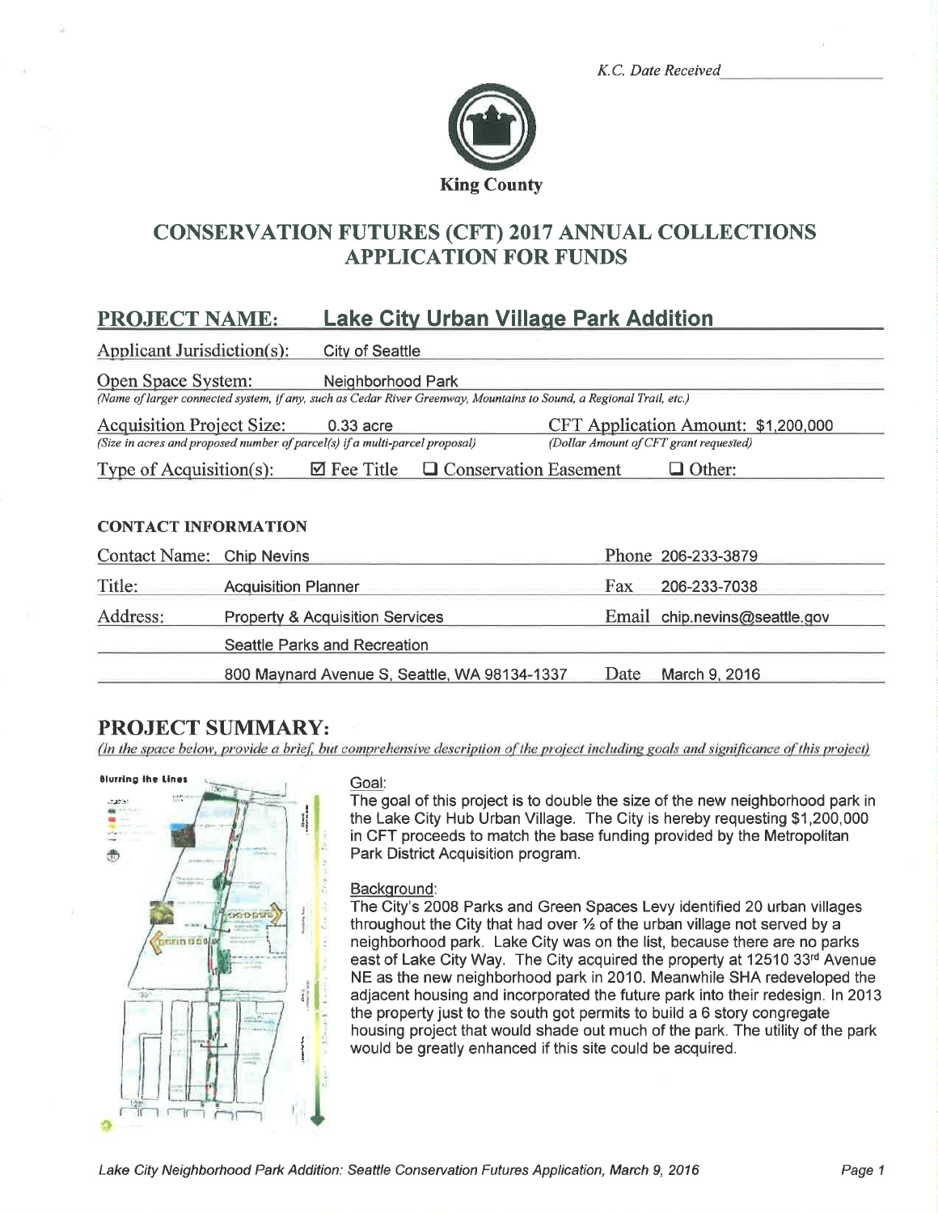K.C. Date Received ____________

King County

# CONSERVATION FUTURES (CFT) 2017 ANNUAL COLLECTIONS APPLICATION FOR FUNDS

## PROJECT NAME: Lake City Urban Village Park Addition

**Applicant Jurisdiction(s):** City of Seattle

**Open Space System:** Neighborhood Park
*(Name of larger connected system, if any, such as Cedar River Greenway, Mountains to Sound, a Regional Trail, etc.)*

**Acquisition Project Size:** 0.33 acre
*(Size in acres and proposed number of parcel(s) if a multi-parcel proposal)*

**CFT Application Amount:** $1,200,000
*(Dollar Amount of CFT grant requested)*

**Type of Acquisition(s):** ☑ Fee Title ☐ Conservation Easement ☐ Other:

### CONTACT INFORMATION

| | | | |
|---|---|---|---|
| Contact Name: | Chip Nevins | Phone | 206-233-3879 |
| Title: | Acquisition Planner | Fax | 206-233-7038 |
| Address: | Property & Acquisition Services | Email | chip.nevins@seattle.gov |
| | Seattle Parks and Recreation | | |
| | 800 Maynard Avenue S, Seattle, WA 98134-1337 | Date | March 9, 2016 |

## PROJECT SUMMARY:

*(In the space below, provide a brief, but comprehensive description of the project including goals and significance of this project)*

Goal:
The goal of this project is to double the size of the new neighborhood park in the Lake City Hub Urban Village. The City is hereby requesting $1,200,000 in CFT proceeds to match the base funding provided by the Metropolitan Park District Acquisition program.

Background:
The City's 2008 Parks and Green Spaces Levy identified 20 urban villages throughout the City that had over ½ of the urban village not served by a neighborhood park. Lake City was on the list, because there are no parks east of Lake City Way. The City acquired the property at 12510 33rd Avenue NE as the new neighborhood park in 2010. Meanwhile SHA redeveloped the adjacent housing and incorporated the future park into their redesign. In 2013 the property just to the south got permits to build a 6 story congregate housing project that would shade out much of the park. The utility of the park would be greatly enhanced if this site could be acquired.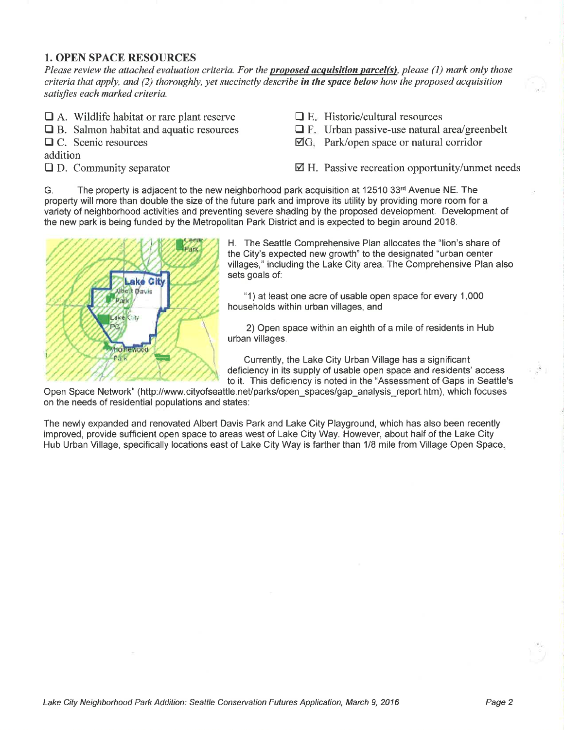## 1. OPEN SPACE RESOURCES

*Please review the attached evaluation criteria. For the **proposed acquisition parcel(s)**, please (1) mark only those criteria that apply, and (2) thoroughly, yet succinctly describe **in the space below** how the proposed acquisition satisfies each marked criteria.*

- ☐ A. Wildlife habitat or rare plant reserve
- ☐ B. Salmon habitat and aquatic resources
- ☐ C. Scenic resources
- ☐ D. Community separator
- ☐ E. Historic/cultural resources
- ☐ F. Urban passive-use natural area/greenbelt
- ☑ G. Park/open space or natural corridor addition
- ☑ H. Passive recreation opportunity/unmet needs

G. The property is adjacent to the new neighborhood park acquisition at 12510 33rd Avenue NE. The property will more than double the size of the future park and improve its utility by providing more room for a variety of neighborhood activities and preventing severe shading by the proposed development. Development of the new park is being funded by the Metropolitan Park District and is expected to begin around 2018.

H. The Seattle Comprehensive Plan allocates the "lion's share of the City's expected new growth" to the designated "urban center villages," including the Lake City area. The Comprehensive Plan also sets goals of:

"1) at least one acre of usable open space for every 1,000 households within urban villages, and

2) Open space within an eighth of a mile of residents in Hub urban villages.

Currently, the Lake City Urban Village has a significant deficiency in its supply of usable open space and residents' access to it. This deficiency is noted in the "Assessment of Gaps in Seattle's Open Space Network" (http://www.cityofseattle.net/parks/open_spaces/gap_analysis_report.htm), which focuses on the needs of residential populations and states:

The newly expanded and renovated Albert Davis Park and Lake City Playground, which has also been recently improved, provide sufficient open space to areas west of Lake City Way. However, about half of the Lake City Hub Urban Village, specifically locations east of Lake City Way is farther than 1/8 mile from Village Open Space.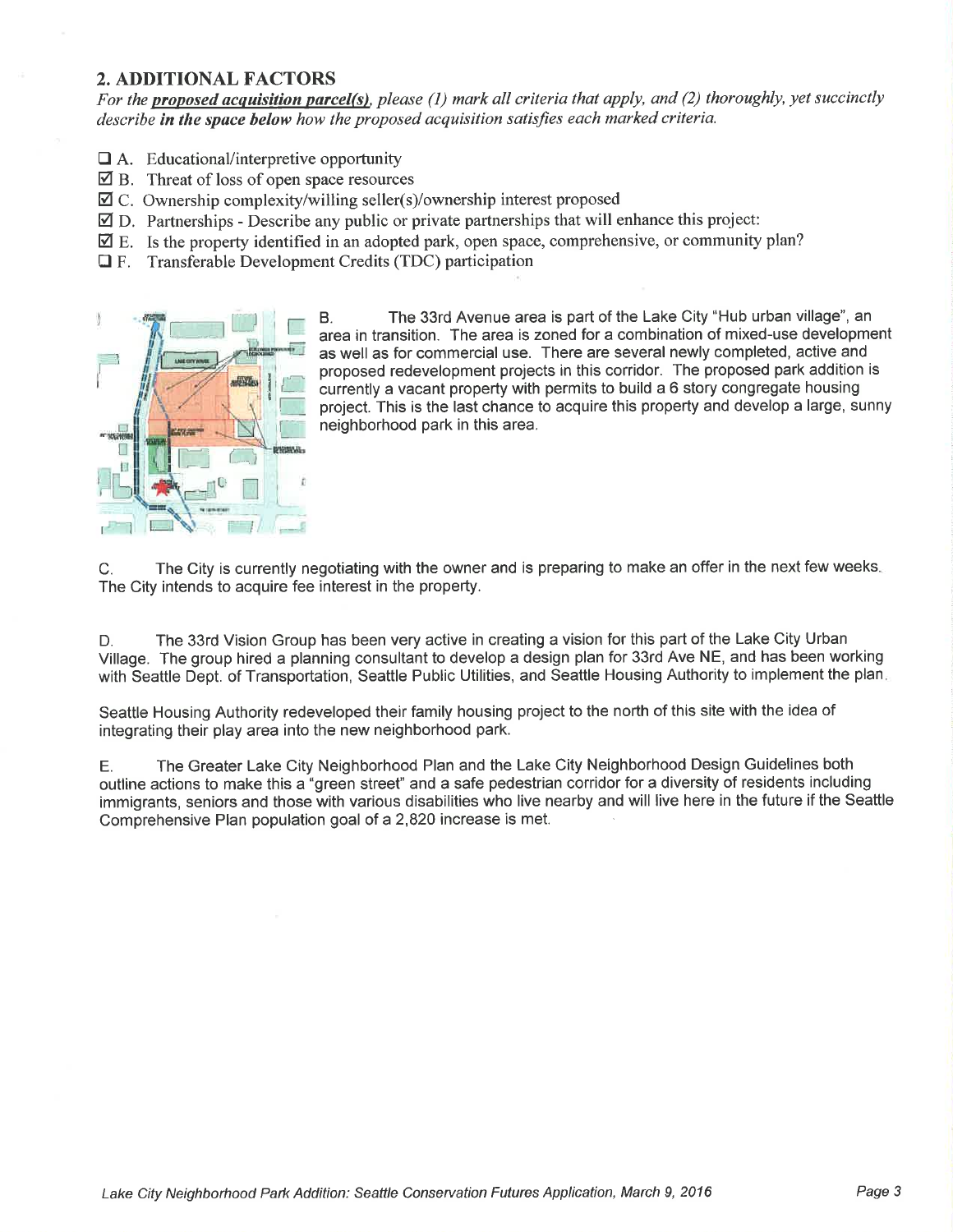## 2. ADDITIONAL FACTORS

*For the **proposed acquisition parcel(s)**, please (1) mark all criteria that apply, and (2) thoroughly, yet succinctly describe **in the space below** how the proposed acquisition satisfies each marked criteria.*

- ☐ A. Educational/interpretive opportunity
- ☑ B. Threat of loss of open space resources
- ☑ C. Ownership complexity/willing seller(s)/ownership interest proposed
- ☑ D. Partnerships - Describe any public or private partnerships that will enhance this project:
- ☑ E. Is the property identified in an adopted park, open space, comprehensive, or community plan?
- ☐ F. Transferable Development Credits (TDC) participation

B. The 33rd Avenue area is part of the Lake City "Hub urban village", an area in transition. The area is zoned for a combination of mixed-use development as well as for commercial use. There are several newly completed, active and proposed redevelopment projects in this corridor. The proposed park addition is currently a vacant property with permits to build a 6 story congregate housing project. This is the last chance to acquire this property and develop a large, sunny neighborhood park in this area.

C. The City is currently negotiating with the owner and is preparing to make an offer in the next few weeks. The City intends to acquire fee interest in the property.

D. The 33rd Vision Group has been very active in creating a vision for this part of the Lake City Urban Village. The group hired a planning consultant to develop a design plan for 33rd Ave NE, and has been working with Seattle Dept. of Transportation, Seattle Public Utilities, and Seattle Housing Authority to implement the plan.

Seattle Housing Authority redeveloped their family housing project to the north of this site with the idea of integrating their play area into the new neighborhood park.

E. The Greater Lake City Neighborhood Plan and the Lake City Neighborhood Design Guidelines both outline actions to make this a "green street" and a safe pedestrian corridor for a diversity of residents including immigrants, seniors and those with various disabilities who live nearby and will live here in the future if the Seattle Comprehensive Plan population goal of a 2,820 increase is met.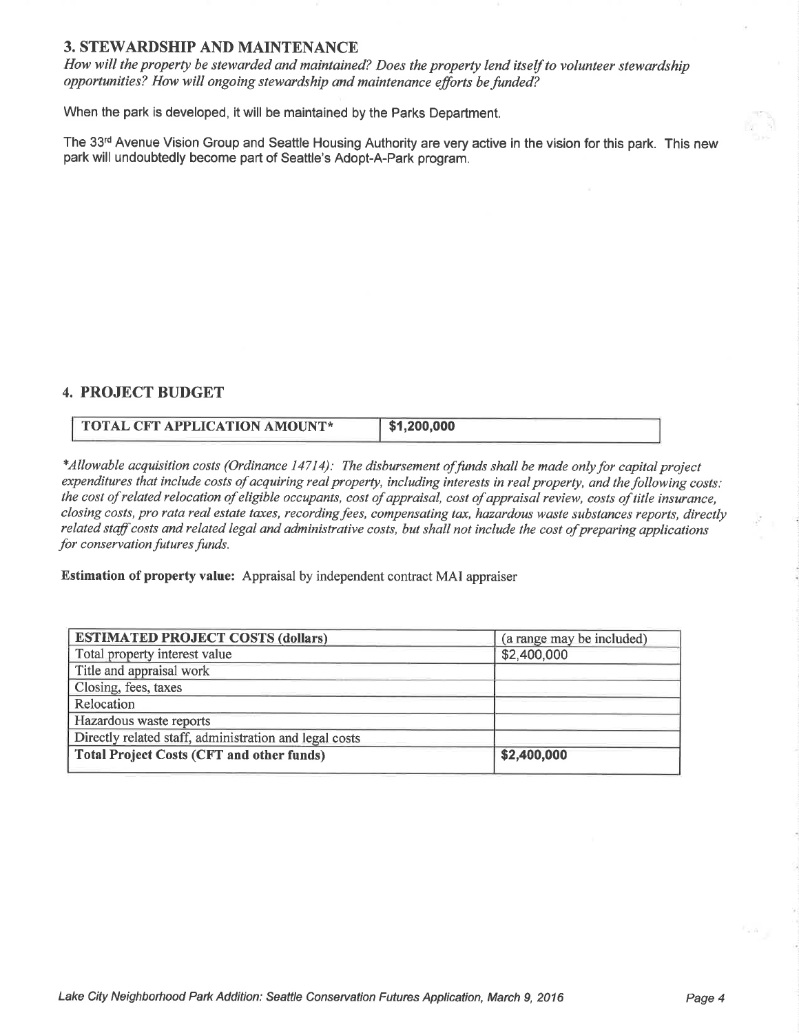## 3. STEWARDSHIP AND MAINTENANCE

*How will the property be stewarded and maintained? Does the property lend itself to volunteer stewardship opportunities? How will ongoing stewardship and maintenance efforts be funded?*

When the park is developed, it will be maintained by the Parks Department.

The 33rd Avenue Vision Group and Seattle Housing Authority are very active in the vision for this park. This new park will undoubtedly become part of Seattle's Adopt-A-Park program.

## 4. PROJECT BUDGET

| TOTAL CFT APPLICATION AMOUNT* | $1,200,000 |
|---|---|

**Allowable acquisition costs (Ordinance 14714): The disbursement of funds shall be made only for capital project expenditures that include costs of acquiring real property, including interests in real property, and the following costs: the cost of related relocation of eligible occupants, cost of appraisal, cost of appraisal review, costs of title insurance, closing costs, pro rata real estate taxes, recording fees, compensating tax, hazardous waste substances reports, directly related staff costs and related legal and administrative costs, but shall not include the cost of preparing applications for conservation futures funds.*

**Estimation of property value:** Appraisal by independent contract MAI appraiser

| ESTIMATED PROJECT COSTS (dollars) | (a range may be included) |
|---|---|
| Total property interest value | $2,400,000 |
| Title and appraisal work | |
| Closing, fees, taxes | |
| Relocation | |
| Hazardous waste reports | |
| Directly related staff, administration and legal costs | |
| **Total Project Costs (CFT and other funds)** | **$2,400,000** |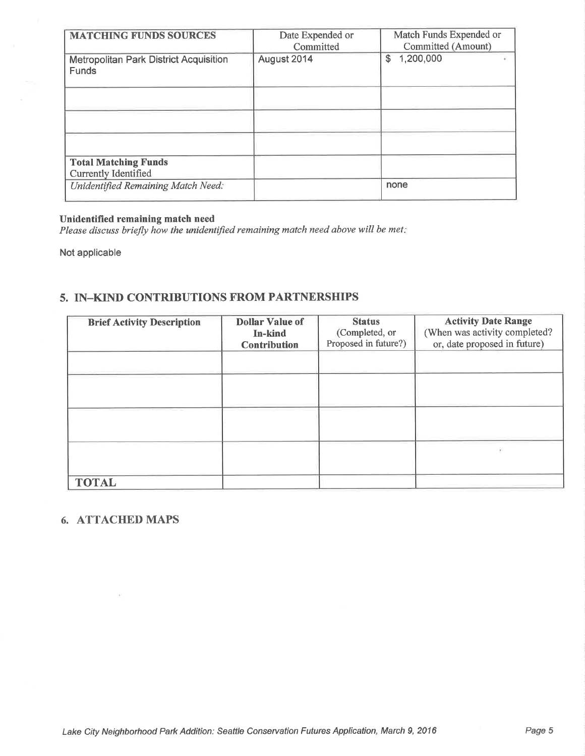| MATCHING FUNDS SOURCES | Date Expended or Committed | Match Funds Expended or Committed (Amount) |
|---|---|---|
| Metropolitan Park District Acquisition Funds | August 2014 | $ 1,200,000 |
| | | |
| | | |
| | | |
| **Total Matching Funds** Currently Identified | | |
| *Unidentified Remaining Match Need:* | | none |

**Unidentified remaining match need**

*Please discuss briefly how the unidentified remaining match need above will be met:*

Not applicable

## 5. IN–KIND CONTRIBUTIONS FROM PARTNERSHIPS

| Brief Activity Description | Dollar Value of In-kind Contribution | Status (Completed, or Proposed in future?) | Activity Date Range (When was activity completed? or, date proposed in future) |
|---|---|---|---|
| | | | |
| | | | |
| | | | |
| | | | |
| **TOTAL** | | | |

## 6. ATTACHED MAPS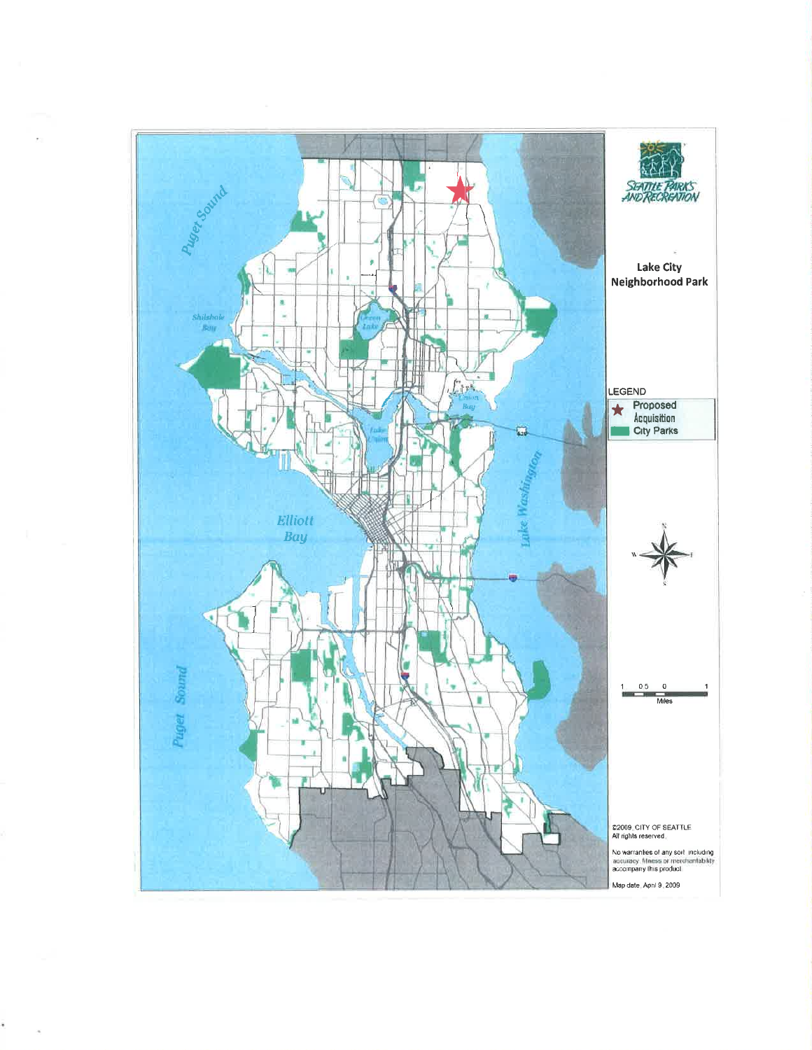Lake City Neighborhood Park

LEGEND

- ★ Proposed Acquisition
- City Parks

©2009, CITY OF SEATTLE
All rights reserved.

No warranties of any sort, including accuracy, fitness or merchantability accompany this product.

Map date: April 9, 2009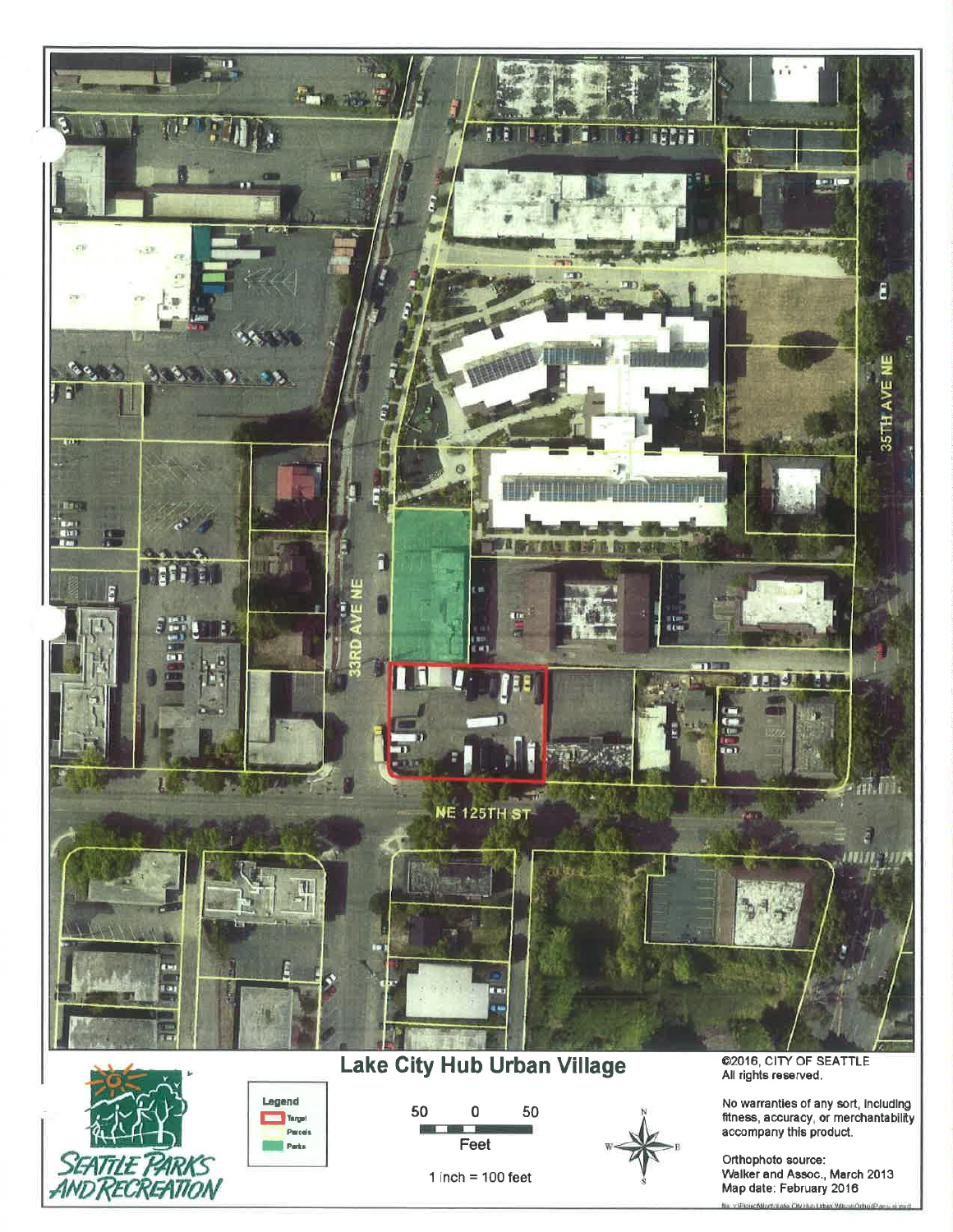33RD AVE NE

35TH AVE NE

NE 125TH ST

# Lake City Hub Urban Village

©2016, CITY OF SEATTLE
All rights reserved.

No warranties of any sort, including fitness, accuracy, or merchantability accompany this product.

Orthophoto source:
Walker and Assoc., March 2013
Map date: February 2016

SEATTLE PARKS AND RECREATION

Legend
Target
Parcels
Parks

50 0 50
Feet

1 inch = 100 feet

N
W E
S